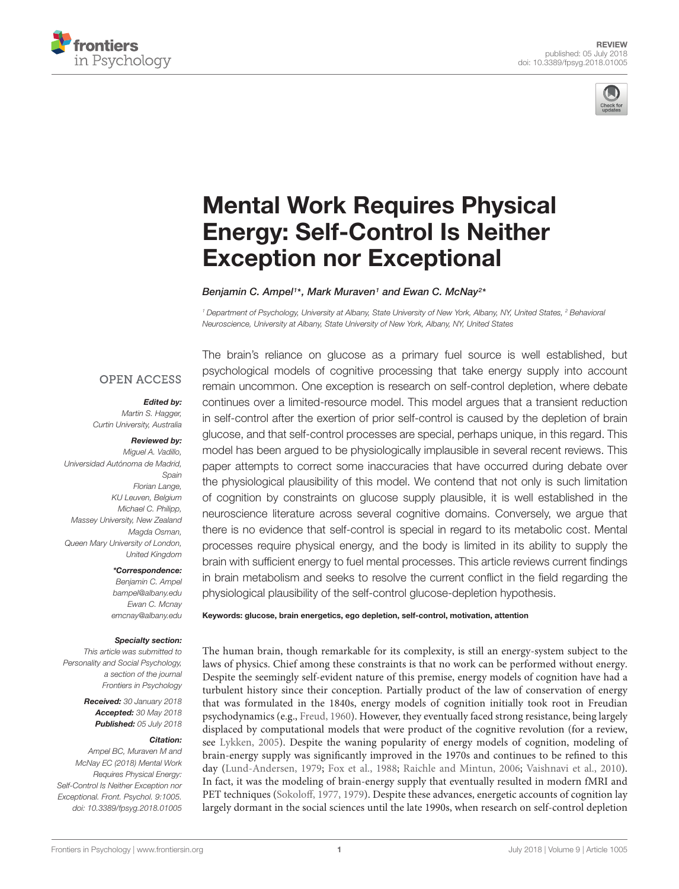REVIEW
published: 05 July 2018
doi: 10.3389/fpsyg.2018.01005

# Mental Work Requires Physical Energy: Self-Control Is Neither Exception nor Exceptional

*Benjamin C. Ampel[1]\*, Mark Muraven[1] and Ewan C. McNay[2]\**

[1] Department of Psychology, University at Albany, State University of New York, Albany, NY, United States, [2] Behavioral Neuroscience, University at Albany, State University of New York, Albany, NY, United States

OPEN ACCESS

***Edited by:***
*Martin S. Hagger, Curtin University, Australia*

***Reviewed by:***
*Miguel A. Vadillo, Universidad Autónoma de Madrid, Spain*
*Florian Lange, KU Leuven, Belgium*
*Michael C. Philipp, Massey University, New Zealand*
*Magda Osman, Queen Mary University of London, United Kingdom*

***\*Correspondence:***
*Benjamin C. Ampel*
*bampel@albany.edu*
*Ewan C. Mcnay*
*emcnay@albany.edu*

***Specialty section:***
*This article was submitted to Personality and Social Psychology, a section of the journal Frontiers in Psychology*

***Received:*** *30 January 2018*
***Accepted:*** *30 May 2018*
***Published:*** *05 July 2018*

***Citation:***
*Ampel BC, Muraven M and McNay EC (2018) Mental Work Requires Physical Energy: Self-Control Is Neither Exception nor Exceptional. Front. Psychol. 9:1005. doi: 10.3389/fpsyg.2018.01005*

The brain's reliance on glucose as a primary fuel source is well established, but psychological models of cognitive processing that take energy supply into account remain uncommon. One exception is research on self-control depletion, where debate continues over a limited-resource model. This model argues that a transient reduction in self-control after the exertion of prior self-control is caused by the depletion of brain glucose, and that self-control processes are special, perhaps unique, in this regard. This model has been argued to be physiologically implausible in several recent reviews. This paper attempts to correct some inaccuracies that have occurred during debate over the physiological plausibility of this model. We contend that not only is such limitation of cognition by constraints on glucose supply plausible, it is well established in the neuroscience literature across several cognitive domains. Conversely, we argue that there is no evidence that self-control is special in regard to its metabolic cost. Mental processes require physical energy, and the body is limited in its ability to supply the brain with sufficient energy to fuel mental processes. This article reviews current findings in brain metabolism and seeks to resolve the current conflict in the field regarding the physiological plausibility of the self-control glucose-depletion hypothesis.

**Keywords: glucose, brain energetics, ego depletion, self-control, motivation, attention**

The human brain, though remarkable for its complexity, is still an energy-system subject to the laws of physics. Chief among these constraints is that no work can be performed without energy. Despite the seemingly self-evident nature of this premise, energy models of cognition have had a turbulent history since their conception. Partially product of the law of conservation of energy that was formulated in the 1840s, energy models of cognition initially took root in Freudian psychodynamics (e.g., Freud, 1960). However, they eventually faced strong resistance, being largely displaced by computational models that were product of the cognitive revolution (for a review, see Lykken, 2005). Despite the waning popularity of energy models of cognition, modeling of brain-energy supply was significantly improved in the 1970s and continues to be refined to this day (Lund-Andersen, 1979; Fox et al., 1988; Raichle and Mintun, 2006; Vaishnavi et al., 2010). In fact, it was the modeling of brain-energy supply that eventually resulted in modern fMRI and PET techniques (Sokoloff, 1977, 1979). Despite these advances, energetic accounts of cognition lay largely dormant in the social sciences until the late 1990s, when research on self-control depletion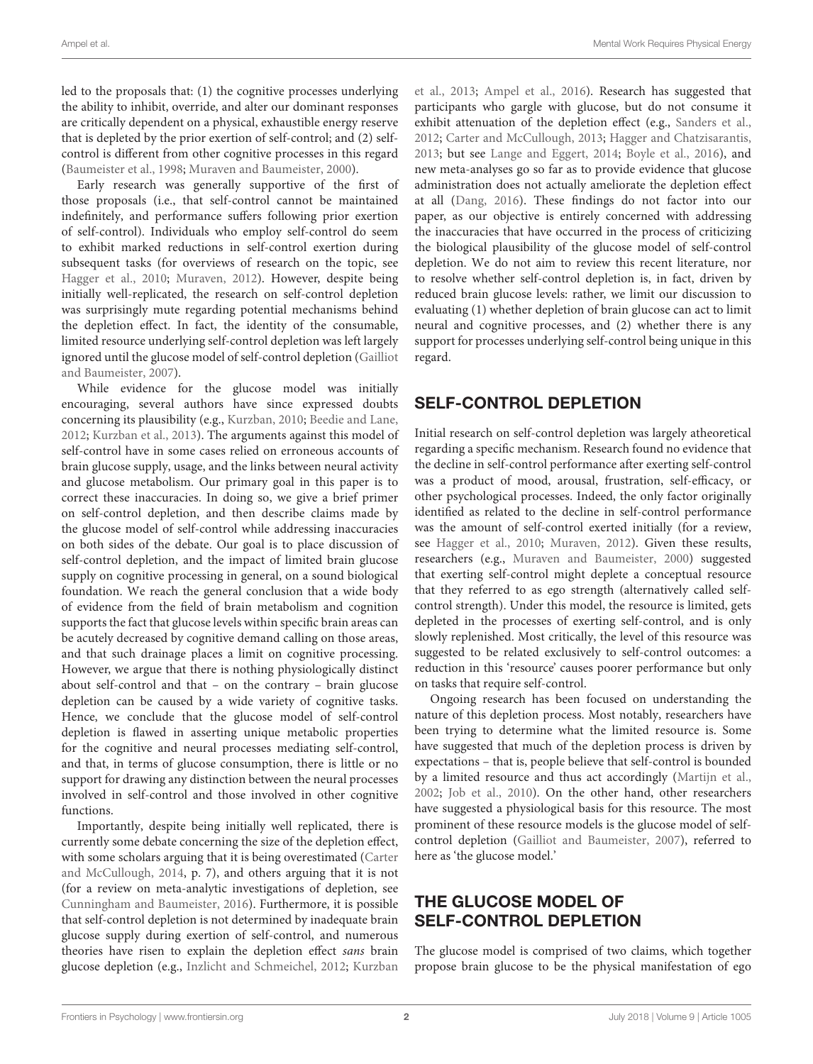led to the proposals that: (1) the cognitive processes underlying the ability to inhibit, override, and alter our dominant responses are critically dependent on a physical, exhaustible energy reserve that is depleted by the prior exertion of self-control; and (2) self-control is different from other cognitive processes in this regard (Baumeister et al., 1998; Muraven and Baumeister, 2000).

Early research was generally supportive of the first of those proposals (i.e., that self-control cannot be maintained indefinitely, and performance suffers following prior exertion of self-control). Individuals who employ self-control do seem to exhibit marked reductions in self-control exertion during subsequent tasks (for overviews of research on the topic, see Hagger et al., 2010; Muraven, 2012). However, despite being initially well-replicated, the research on self-control depletion was surprisingly mute regarding potential mechanisms behind the depletion effect. In fact, the identity of the consumable, limited resource underlying self-control depletion was left largely ignored until the glucose model of self-control depletion (Gailliot and Baumeister, 2007).

While evidence for the glucose model was initially encouraging, several authors have since expressed doubts concerning its plausibility (e.g., Kurzban, 2010; Beedie and Lane, 2012; Kurzban et al., 2013). The arguments against this model of self-control have in some cases relied on erroneous accounts of brain glucose supply, usage, and the links between neural activity and glucose metabolism. Our primary goal in this paper is to correct these inaccuracies. In doing so, we give a brief primer on self-control depletion, and then describe claims made by the glucose model of self-control while addressing inaccuracies on both sides of the debate. Our goal is to place discussion of self-control depletion, and the impact of limited brain glucose supply on cognitive processing in general, on a sound biological foundation. We reach the general conclusion that a wide body of evidence from the field of brain metabolism and cognition supports the fact that glucose levels within specific brain areas can be acutely decreased by cognitive demand calling on those areas, and that such drainage places a limit on cognitive processing. However, we argue that there is nothing physiologically distinct about self-control and that – on the contrary – brain glucose depletion can be caused by a wide variety of cognitive tasks. Hence, we conclude that the glucose model of self-control depletion is flawed in asserting unique metabolic properties for the cognitive and neural processes mediating self-control, and that, in terms of glucose consumption, there is little or no support for drawing any distinction between the neural processes involved in self-control and those involved in other cognitive functions.

Importantly, despite being initially well replicated, there is currently some debate concerning the size of the depletion effect, with some scholars arguing that it is being overestimated (Carter and McCullough, 2014, p. 7), and others arguing that it is not (for a review on meta-analytic investigations of depletion, see Cunningham and Baumeister, 2016). Furthermore, it is possible that self-control depletion is not determined by inadequate brain glucose supply during exertion of self-control, and numerous theories have risen to explain the depletion effect *sans* brain glucose depletion (e.g., Inzlicht and Schmeichel, 2012; Kurzban et al., 2013; Ampel et al., 2016). Research has suggested that participants who gargle with glucose, but do not consume it exhibit attenuation of the depletion effect (e.g., Sanders et al., 2012; Carter and McCullough, 2013; Hagger and Chatzisarantis, 2013; but see Lange and Eggert, 2014; Boyle et al., 2016), and new meta-analyses go so far as to provide evidence that glucose administration does not actually ameliorate the depletion effect at all (Dang, 2016). These findings do not factor into our paper, as our objective is entirely concerned with addressing the inaccuracies that have occurred in the process of criticizing the biological plausibility of the glucose model of self-control depletion. We do not aim to review this recent literature, nor to resolve whether self-control depletion is, in fact, driven by reduced brain glucose levels: rather, we limit our discussion to evaluating (1) whether depletion of brain glucose can act to limit neural and cognitive processes, and (2) whether there is any support for processes underlying self-control being unique in this regard.

## SELF-CONTROL DEPLETION

Initial research on self-control depletion was largely atheoretical regarding a specific mechanism. Research found no evidence that the decline in self-control performance after exerting self-control was a product of mood, arousal, frustration, self-efficacy, or other psychological processes. Indeed, the only factor originally identified as related to the decline in self-control performance was the amount of self-control exerted initially (for a review, see Hagger et al., 2010; Muraven, 2012). Given these results, researchers (e.g., Muraven and Baumeister, 2000) suggested that exerting self-control might deplete a conceptual resource that they referred to as ego strength (alternatively called self-control strength). Under this model, the resource is limited, gets depleted in the processes of exerting self-control, and is only slowly replenished. Most critically, the level of this resource was suggested to be related exclusively to self-control outcomes: a reduction in this 'resource' causes poorer performance but only on tasks that require self-control.

Ongoing research has been focused on understanding the nature of this depletion process. Most notably, researchers have been trying to determine what the limited resource is. Some have suggested that much of the depletion process is driven by expectations – that is, people believe that self-control is bounded by a limited resource and thus act accordingly (Martijn et al., 2002; Job et al., 2010). On the other hand, other researchers have suggested a physiological basis for this resource. The most prominent of these resource models is the glucose model of self-control depletion (Gailliot and Baumeister, 2007), referred to here as 'the glucose model.'

## THE GLUCOSE MODEL OF SELF-CONTROL DEPLETION

The glucose model is comprised of two claims, which together propose brain glucose to be the physical manifestation of ego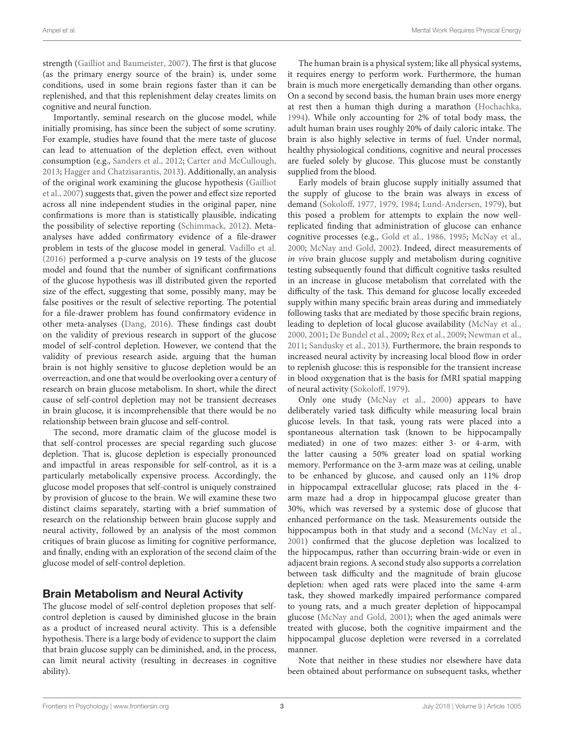strength (Gailliot and Baumeister, 2007). The first is that glucose (as the primary energy source of the brain) is, under some conditions, used in some brain regions faster than it can be replenished, and that this replenishment delay creates limits on cognitive and neural function.

Importantly, seminal research on the glucose model, while initially promising, has since been the subject of some scrutiny. For example, studies have found that the mere taste of glucose can lead to attenuation of the depletion effect, even without consumption (e.g., Sanders et al., 2012; Carter and McCullough, 2013; Hagger and Chatzisarantis, 2013). Additionally, an analysis of the original work examining the glucose hypothesis (Gailliot et al., 2007) suggests that, given the power and effect size reported across all nine independent studies in the original paper, nine confirmations is more than is statistically plausible, indicating the possibility of selective reporting (Schimmack, 2012). Meta-analyses have added confirmatory evidence of a file-drawer problem in tests of the glucose model in general. Vadillo et al. (2016) performed a p-curve analysis on 19 tests of the glucose model and found that the number of significant confirmations of the glucose hypothesis was ill distributed given the reported size of the effect, suggesting that some, possibly many, may be false positives or the result of selective reporting. The potential for a file-drawer problem has found confirmatory evidence in other meta-analyses (Dang, 2016). These findings cast doubt on the validity of previous research in support of the glucose model of self-control depletion. However, we contend that the validity of previous research aside, arguing that the human brain is not highly sensitive to glucose depletion would be an overreaction, and one that would be overlooking over a century of research on brain glucose metabolism. In short, while the direct cause of self-control depletion may not be transient decreases in brain glucose, it is incomprehensible that there would be no relationship between brain glucose and self-control.

The second, more dramatic claim of the glucose model is that self-control processes are special regarding such glucose depletion. That is, glucose depletion is especially pronounced and impactful in areas responsible for self-control, as it is a particularly metabolically expensive process. Accordingly, the glucose model proposes that self-control is uniquely constrained by provision of glucose to the brain. We will examine these two distinct claims separately, starting with a brief summation of research on the relationship between brain glucose supply and neural activity, followed by an analysis of the most common critiques of brain glucose as limiting for cognitive performance, and finally, ending with an exploration of the second claim of the glucose model of self-control depletion.

## Brain Metabolism and Neural Activity

The glucose model of self-control depletion proposes that self-control depletion is caused by diminished glucose in the brain as a product of increased neural activity. This is a defensible hypothesis. There is a large body of evidence to support the claim that brain glucose supply can be diminished, and, in the process, can limit neural activity (resulting in decreases in cognitive ability).

The human brain is a physical system; like all physical systems, it requires energy to perform work. Furthermore, the human brain is much more energetically demanding than other organs. On a second by second basis, the human brain uses more energy at rest then a human thigh during a marathon (Hochachka, 1994). While only accounting for 2% of total body mass, the adult human brain uses roughly 20% of daily caloric intake. The brain is also highly selective in terms of fuel. Under normal, healthy physiological conditions, cognitive and neural processes are fueled solely by glucose. This glucose must be constantly supplied from the blood.

Early models of brain glucose supply initially assumed that the supply of glucose to the brain was always in excess of demand (Sokoloff, 1977, 1979, 1984; Lund-Andersen, 1979), but this posed a problem for attempts to explain the now well-replicated finding that administration of glucose can enhance cognitive processes (e.g., Gold et al., 1986, 1995; McNay et al., 2000; McNay and Gold, 2002). Indeed, direct measurements of *in vivo* brain glucose supply and metabolism during cognitive testing subsequently found that difficult cognitive tasks resulted in an increase in glucose metabolism that correlated with the difficulty of the task. This demand for glucose locally exceeded supply within many specific brain areas during and immediately following tasks that are mediated by those specific brain regions, leading to depletion of local glucose availability (McNay et al., 2000, 2001; De Bundel et al., 2009; Rex et al., 2009; Newman et al., 2011; Sandusky et al., 2013). Furthermore, the brain responds to increased neural activity by increasing local blood flow in order to replenish glucose: this is responsible for the transient increase in blood oxygenation that is the basis for fMRI spatial mapping of neural activity (Sokoloff, 1979).

Only one study (McNay et al., 2000) appears to have deliberately varied task difficulty while measuring local brain glucose levels. In that task, young rats were placed into a spontaneous alternation task (known to be hippocampally mediated) in one of two mazes: either 3- or 4-arm, with the latter causing a 50% greater load on spatial working memory. Performance on the 3-arm maze was at ceiling, unable to be enhanced by glucose, and caused only an 11% drop in hippocampal extracellular glucose; rats placed in the 4-arm maze had a drop in hippocampal glucose greater than 30%, which was reversed by a systemic dose of glucose that enhanced performance on the task. Measurements outside the hippocampus both in that study and a second (McNay et al., 2001) confirmed that the glucose depletion was localized to the hippocampus, rather than occurring brain-wide or even in adjacent brain regions. A second study also supports a correlation between task difficulty and the magnitude of brain glucose depletion: when aged rats were placed into the same 4-arm task, they showed markedly impaired performance compared to young rats, and a much greater depletion of hippocampal glucose (McNay and Gold, 2001); when the aged animals were treated with glucose, both the cognitive impairment and the hippocampal glucose depletion were reversed in a correlated manner.

Note that neither in these studies nor elsewhere have data been obtained about performance on subsequent tasks, whether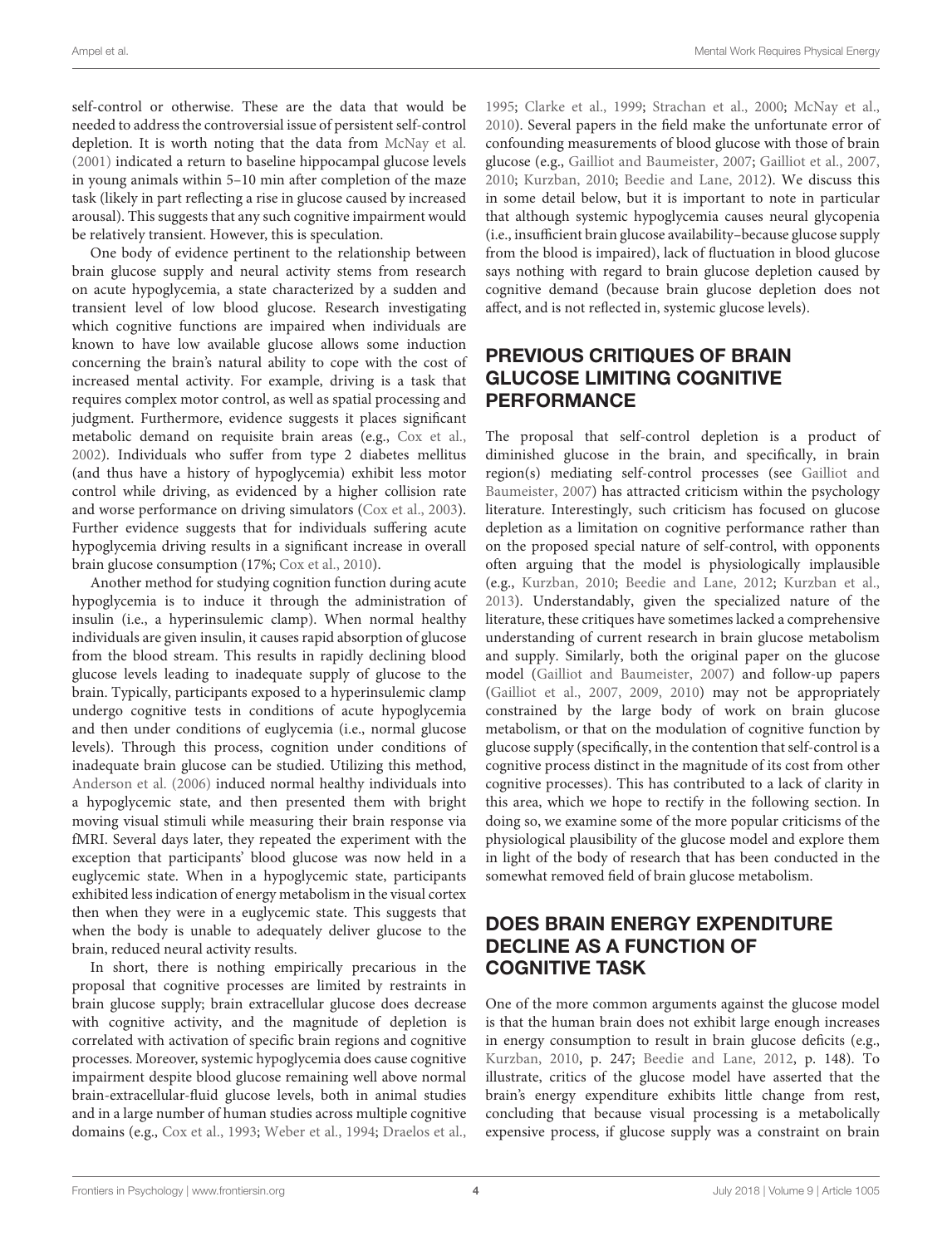self-control or otherwise. These are the data that would be needed to address the controversial issue of persistent self-control depletion. It is worth noting that the data from McNay et al. (2001) indicated a return to baseline hippocampal glucose levels in young animals within 5–10 min after completion of the maze task (likely in part reflecting a rise in glucose caused by increased arousal). This suggests that any such cognitive impairment would be relatively transient. However, this is speculation.

One body of evidence pertinent to the relationship between brain glucose supply and neural activity stems from research on acute hypoglycemia, a state characterized by a sudden and transient level of low blood glucose. Research investigating which cognitive functions are impaired when individuals are known to have low available glucose allows some induction concerning the brain's natural ability to cope with the cost of increased mental activity. For example, driving is a task that requires complex motor control, as well as spatial processing and judgment. Furthermore, evidence suggests it places significant metabolic demand on requisite brain areas (e.g., Cox et al., 2002). Individuals who suffer from type 2 diabetes mellitus (and thus have a history of hypoglycemia) exhibit less motor control while driving, as evidenced by a higher collision rate and worse performance on driving simulators (Cox et al., 2003). Further evidence suggests that for individuals suffering acute hypoglycemia driving results in a significant increase in overall brain glucose consumption (17%; Cox et al., 2010).

Another method for studying cognition function during acute hypoglycemia is to induce it through the administration of insulin (i.e., a hyperinsulemic clamp). When normal healthy individuals are given insulin, it causes rapid absorption of glucose from the blood stream. This results in rapidly declining blood glucose levels leading to inadequate supply of glucose to the brain. Typically, participants exposed to a hyperinsulemic clamp undergo cognitive tests in conditions of acute hypoglycemia and then under conditions of euglycemia (i.e., normal glucose levels). Through this process, cognition under conditions of inadequate brain glucose can be studied. Utilizing this method, Anderson et al. (2006) induced normal healthy individuals into a hypoglycemic state, and then presented them with bright moving visual stimuli while measuring their brain response via fMRI. Several days later, they repeated the experiment with the exception that participants' blood glucose was now held in a euglycemic state. When in a hypoglycemic state, participants exhibited less indication of energy metabolism in the visual cortex then when they were in a euglycemic state. This suggests that when the body is unable to adequately deliver glucose to the brain, reduced neural activity results.

In short, there is nothing empirically precarious in the proposal that cognitive processes are limited by restraints in brain glucose supply; brain extracellular glucose does decrease with cognitive activity, and the magnitude of depletion is correlated with activation of specific brain regions and cognitive processes. Moreover, systemic hypoglycemia does cause cognitive impairment despite blood glucose remaining well above normal brain-extracellular-fluid glucose levels, both in animal studies and in a large number of human studies across multiple cognitive domains (e.g., Cox et al., 1993; Weber et al., 1994; Draelos et al., 1995; Clarke et al., 1999; Strachan et al., 2000; McNay et al., 2010). Several papers in the field make the unfortunate error of confounding measurements of blood glucose with those of brain glucose (e.g., Gailliot and Baumeister, 2007; Gailliot et al., 2007, 2010; Kurzban, 2010; Beedie and Lane, 2012). We discuss this in some detail below, but it is important to note in particular that although systemic hypoglycemia causes neural glycopenia (i.e., insufficient brain glucose availability–because glucose supply from the blood is impaired), lack of fluctuation in blood glucose says nothing with regard to brain glucose depletion caused by cognitive demand (because brain glucose depletion does not affect, and is not reflected in, systemic glucose levels).

## PREVIOUS CRITIQUES OF BRAIN GLUCOSE LIMITING COGNITIVE PERFORMANCE

The proposal that self-control depletion is a product of diminished glucose in the brain, and specifically, in brain region(s) mediating self-control processes (see Gailliot and Baumeister, 2007) has attracted criticism within the psychology literature. Interestingly, such criticism has focused on glucose depletion as a limitation on cognitive performance rather than on the proposed special nature of self-control, with opponents often arguing that the model is physiologically implausible (e.g., Kurzban, 2010; Beedie and Lane, 2012; Kurzban et al., 2013). Understandably, given the specialized nature of the literature, these critiques have sometimes lacked a comprehensive understanding of current research in brain glucose metabolism and supply. Similarly, both the original paper on the glucose model (Gailliot and Baumeister, 2007) and follow-up papers (Gailliot et al., 2007, 2009, 2010) may not be appropriately constrained by the large body of work on brain glucose metabolism, or that on the modulation of cognitive function by glucose supply (specifically, in the contention that self-control is a cognitive process distinct in the magnitude of its cost from other cognitive processes). This has contributed to a lack of clarity in this area, which we hope to rectify in the following section. In doing so, we examine some of the more popular criticisms of the physiological plausibility of the glucose model and explore them in light of the body of research that has been conducted in the somewhat removed field of brain glucose metabolism.

## DOES BRAIN ENERGY EXPENDITURE DECLINE AS A FUNCTION OF COGNITIVE TASK

One of the more common arguments against the glucose model is that the human brain does not exhibit large enough increases in energy consumption to result in brain glucose deficits (e.g., Kurzban, 2010, p. 247; Beedie and Lane, 2012, p. 148). To illustrate, critics of the glucose model have asserted that the brain's energy expenditure exhibits little change from rest, concluding that because visual processing is a metabolically expensive process, if glucose supply was a constraint on brain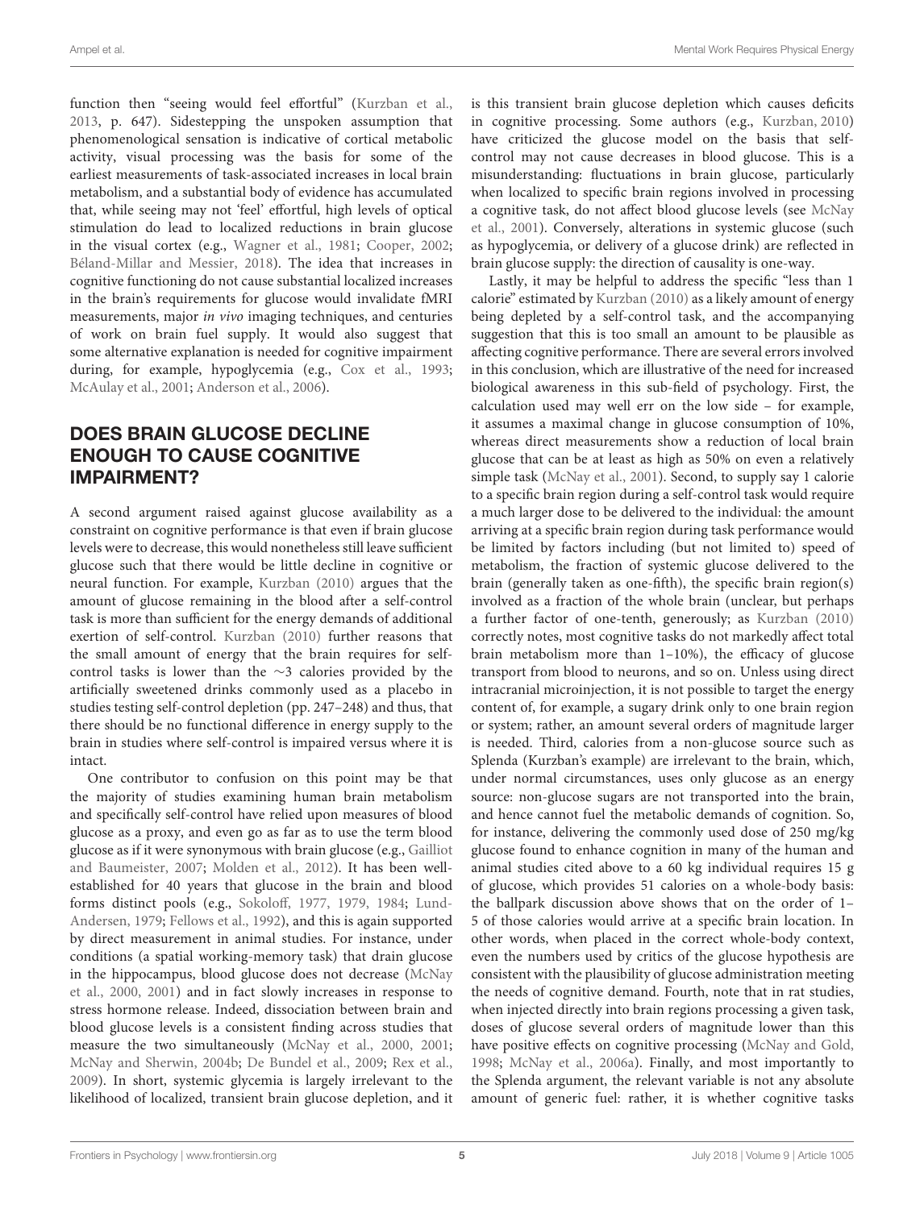function then "seeing would feel effortful" (Kurzban et al., 2013, p. 647). Sidestepping the unspoken assumption that phenomenological sensation is indicative of cortical metabolic activity, visual processing was the basis for some of the earliest measurements of task-associated increases in local brain metabolism, and a substantial body of evidence has accumulated that, while seeing may not 'feel' effortful, high levels of optical stimulation do lead to localized reductions in brain glucose in the visual cortex (e.g., Wagner et al., 1981; Cooper, 2002; Béland-Millar and Messier, 2018). The idea that increases in cognitive functioning do not cause substantial localized increases in the brain's requirements for glucose would invalidate fMRI measurements, major *in vivo* imaging techniques, and centuries of work on brain fuel supply. It would also suggest that some alternative explanation is needed for cognitive impairment during, for example, hypoglycemia (e.g., Cox et al., 1993; McAulay et al., 2001; Anderson et al., 2006).

## DOES BRAIN GLUCOSE DECLINE ENOUGH TO CAUSE COGNITIVE IMPAIRMENT?

A second argument raised against glucose availability as a constraint on cognitive performance is that even if brain glucose levels were to decrease, this would nonetheless still leave sufficient glucose such that there would be little decline in cognitive or neural function. For example, Kurzban (2010) argues that the amount of glucose remaining in the blood after a self-control task is more than sufficient for the energy demands of additional exertion of self-control. Kurzban (2010) further reasons that the small amount of energy that the brain requires for self-control tasks is lower than the ~3 calories provided by the artificially sweetened drinks commonly used as a placebo in studies testing self-control depletion (pp. 247–248) and thus, that there should be no functional difference in energy supply to the brain in studies where self-control is impaired versus where it is intact.

One contributor to confusion on this point may be that the majority of studies examining human brain metabolism and specifically self-control have relied upon measures of blood glucose as a proxy, and even go as far as to use the term blood glucose as if it were synonymous with brain glucose (e.g., Gailliot and Baumeister, 2007; Molden et al., 2012). It has been well-established for 40 years that glucose in the brain and blood forms distinct pools (e.g., Sokoloff, 1977, 1979, 1984; Lund-Andersen, 1979; Fellows et al., 1992), and this is again supported by direct measurement in animal studies. For instance, under conditions (a spatial working-memory task) that drain glucose in the hippocampus, blood glucose does not decrease (McNay et al., 2000, 2001) and in fact slowly increases in response to stress hormone release. Indeed, dissociation between brain and blood glucose levels is a consistent finding across studies that measure the two simultaneously (McNay et al., 2000, 2001; McNay and Sherwin, 2004b; De Bundel et al., 2009; Rex et al., 2009). In short, systemic glycemia is largely irrelevant to the likelihood of localized, transient brain glucose depletion, and it is this transient brain glucose depletion which causes deficits in cognitive processing. Some authors (e.g., Kurzban, 2010) have criticized the glucose model on the basis that self-control may not cause decreases in blood glucose. This is a misunderstanding: fluctuations in brain glucose, particularly when localized to specific brain regions involved in processing a cognitive task, do not affect blood glucose levels (see McNay et al., 2001). Conversely, alterations in systemic glucose (such as hypoglycemia, or delivery of a glucose drink) are reflected in brain glucose supply: the direction of causality is one-way.

Lastly, it may be helpful to address the specific "less than 1 calorie" estimated by Kurzban (2010) as a likely amount of energy being depleted by a self-control task, and the accompanying suggestion that this is too small an amount to be plausible as affecting cognitive performance. There are several errors involved in this conclusion, which are illustrative of the need for increased biological awareness in this sub-field of psychology. First, the calculation used may well err on the low side – for example, it assumes a maximal change in glucose consumption of 10%, whereas direct measurements show a reduction of local brain glucose that can be at least as high as 50% on even a relatively simple task (McNay et al., 2001). Second, to supply say 1 calorie to a specific brain region during a self-control task would require a much larger dose to be delivered to the individual: the amount arriving at a specific brain region during task performance would be limited by factors including (but not limited to) speed of metabolism, the fraction of systemic glucose delivered to the brain (generally taken as one-fifth), the specific brain region(s) involved as a fraction of the whole brain (unclear, but perhaps a further factor of one-tenth, generously; as Kurzban (2010) correctly notes, most cognitive tasks do not markedly affect total brain metabolism more than 1–10%), the efficacy of glucose transport from blood to neurons, and so on. Unless using direct intracranial microinjection, it is not possible to target the energy content of, for example, a sugary drink only to one brain region or system; rather, an amount several orders of magnitude larger is needed. Third, calories from a non-glucose source such as Splenda (Kurzban's example) are irrelevant to the brain, which, under normal circumstances, uses only glucose as an energy source: non-glucose sugars are not transported into the brain, and hence cannot fuel the metabolic demands of cognition. So, for instance, delivering the commonly used dose of 250 mg/kg glucose found to enhance cognition in many of the human and animal studies cited above to a 60 kg individual requires 15 g of glucose, which provides 51 calories on a whole-body basis: the ballpark discussion above shows that on the order of 1–5 of those calories would arrive at a specific brain location. In other words, when placed in the correct whole-body context, even the numbers used by critics of the glucose hypothesis are consistent with the plausibility of glucose administration meeting the needs of cognitive demand. Fourth, note that in rat studies, when injected directly into brain regions processing a given task, doses of glucose several orders of magnitude lower than this have positive effects on cognitive processing (McNay and Gold, 1998; McNay et al., 2006a). Finally, and most importantly to the Splenda argument, the relevant variable is not any absolute amount of generic fuel: rather, it is whether cognitive tasks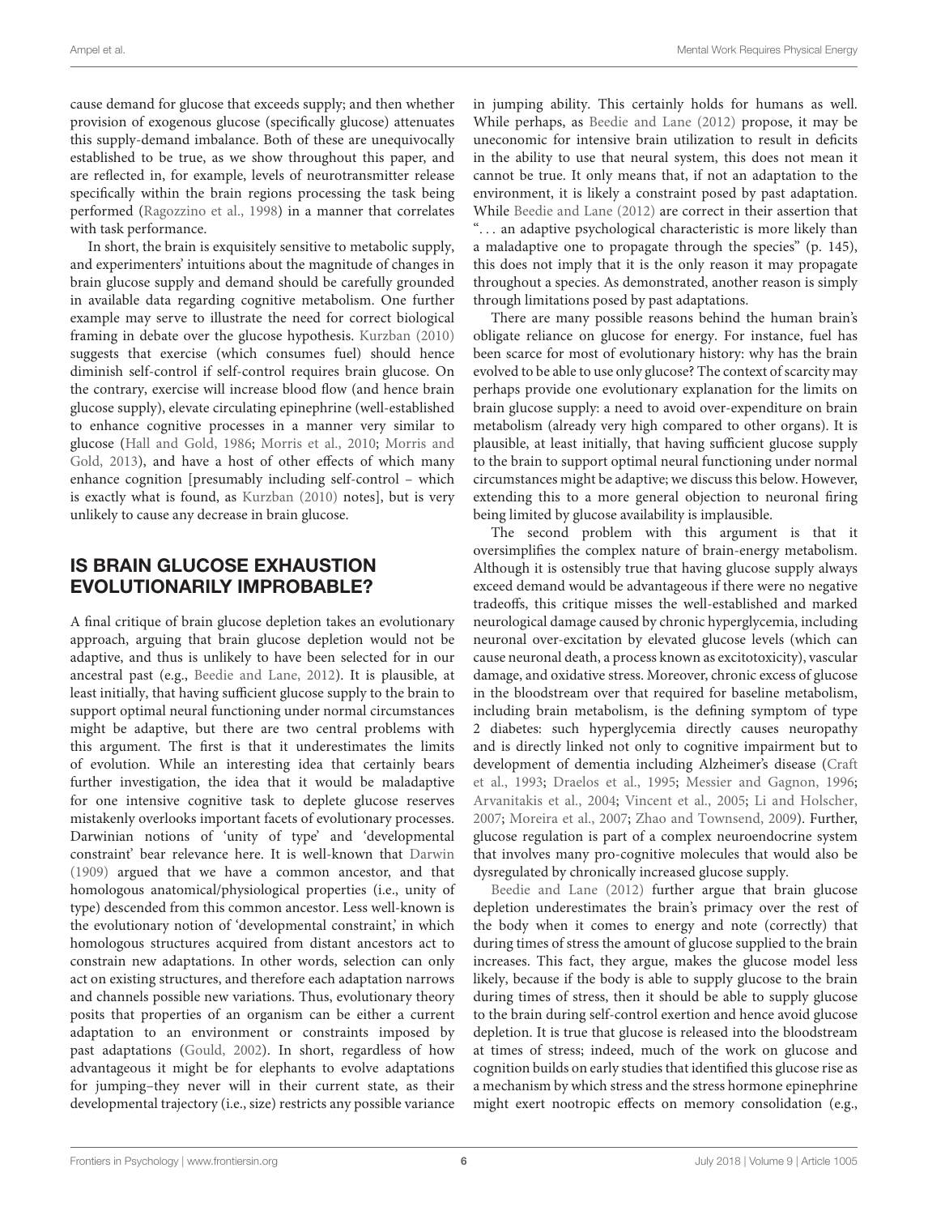cause demand for glucose that exceeds supply; and then whether provision of exogenous glucose (specifically glucose) attenuates this supply-demand imbalance. Both of these are unequivocally established to be true, as we show throughout this paper, and are reflected in, for example, levels of neurotransmitter release specifically within the brain regions processing the task being performed (Ragozzino et al., 1998) in a manner that correlates with task performance.

In short, the brain is exquisitely sensitive to metabolic supply, and experimenters' intuitions about the magnitude of changes in brain glucose supply and demand should be carefully grounded in available data regarding cognitive metabolism. One further example may serve to illustrate the need for correct biological framing in debate over the glucose hypothesis. Kurzban (2010) suggests that exercise (which consumes fuel) should hence diminish self-control if self-control requires brain glucose. On the contrary, exercise will increase blood flow (and hence brain glucose supply), elevate circulating epinephrine (well-established to enhance cognitive processes in a manner very similar to glucose (Hall and Gold, 1986; Morris et al., 2010; Morris and Gold, 2013), and have a host of other effects of which many enhance cognition [presumably including self-control – which is exactly what is found, as Kurzban (2010) notes], but is very unlikely to cause any decrease in brain glucose.

## IS BRAIN GLUCOSE EXHAUSTION EVOLUTIONARILY IMPROBABLE?

A final critique of brain glucose depletion takes an evolutionary approach, arguing that brain glucose depletion would not be adaptive, and thus is unlikely to have been selected for in our ancestral past (e.g., Beedie and Lane, 2012). It is plausible, at least initially, that having sufficient glucose supply to the brain to support optimal neural functioning under normal circumstances might be adaptive, but there are two central problems with this argument. The first is that it underestimates the limits of evolution. While an interesting idea that certainly bears further investigation, the idea that it would be maladaptive for one intensive cognitive task to deplete glucose reserves mistakenly overlooks important facets of evolutionary processes. Darwinian notions of 'unity of type' and 'developmental constraint' bear relevance here. It is well-known that Darwin (1909) argued that we have a common ancestor, and that homologous anatomical/physiological properties (i.e., unity of type) descended from this common ancestor. Less well-known is the evolutionary notion of 'developmental constraint,' in which homologous structures acquired from distant ancestors act to constrain new adaptations. In other words, selection can only act on existing structures, and therefore each adaptation narrows and channels possible new variations. Thus, evolutionary theory posits that properties of an organism can be either a current adaptation to an environment or constraints imposed by past adaptations (Gould, 2002). In short, regardless of how advantageous it might be for elephants to evolve adaptations for jumping–they never will in their current state, as their developmental trajectory (i.e., size) restricts any possible variance in jumping ability. This certainly holds for humans as well. While perhaps, as Beedie and Lane (2012) propose, it may be uneconomic for intensive brain utilization to result in deficits in the ability to use that neural system, this does not mean it cannot be true. It only means that, if not an adaptation to the environment, it is likely a constraint posed by past adaptation. While Beedie and Lane (2012) are correct in their assertion that "... an adaptive psychological characteristic is more likely than a maladaptive one to propagate through the species" (p. 145), this does not imply that it is the only reason it may propagate throughout a species. As demonstrated, another reason is simply through limitations posed by past adaptations.

There are many possible reasons behind the human brain's obligate reliance on glucose for energy. For instance, fuel has been scarce for most of evolutionary history: why has the brain evolved to be able to use only glucose? The context of scarcity may perhaps provide one evolutionary explanation for the limits on brain glucose supply: a need to avoid over-expenditure on brain metabolism (already very high compared to other organs). It is plausible, at least initially, that having sufficient glucose supply to the brain to support optimal neural functioning under normal circumstances might be adaptive; we discuss this below. However, extending this to a more general objection to neuronal firing being limited by glucose availability is implausible.

The second problem with this argument is that it oversimplifies the complex nature of brain-energy metabolism. Although it is ostensibly true that having glucose supply always exceed demand would be advantageous if there were no negative tradeoffs, this critique misses the well-established and marked neurological damage caused by chronic hyperglycemia, including neuronal over-excitation by elevated glucose levels (which can cause neuronal death, a process known as excitotoxicity), vascular damage, and oxidative stress. Moreover, chronic excess of glucose in the bloodstream over that required for baseline metabolism, including brain metabolism, is the defining symptom of type 2 diabetes: such hyperglycemia directly causes neuropathy and is directly linked not only to cognitive impairment but to development of dementia including Alzheimer's disease (Craft et al., 1993; Draelos et al., 1995; Messier and Gagnon, 1996; Arvanitakis et al., 2004; Vincent et al., 2005; Li and Holscher, 2007; Moreira et al., 2007; Zhao and Townsend, 2009). Further, glucose regulation is part of a complex neuroendocrine system that involves many pro-cognitive molecules that would also be dysregulated by chronically increased glucose supply.

Beedie and Lane (2012) further argue that brain glucose depletion underestimates the brain's primacy over the rest of the body when it comes to energy and note (correctly) that during times of stress the amount of glucose supplied to the brain increases. This fact, they argue, makes the glucose model less likely, because if the body is able to supply glucose to the brain during times of stress, then it should be able to supply glucose to the brain during self-control exertion and hence avoid glucose depletion. It is true that glucose is released into the bloodstream at times of stress; indeed, much of the work on glucose and cognition builds on early studies that identified this glucose rise as a mechanism by which stress and the stress hormone epinephrine might exert nootropic effects on memory consolidation (e.g.,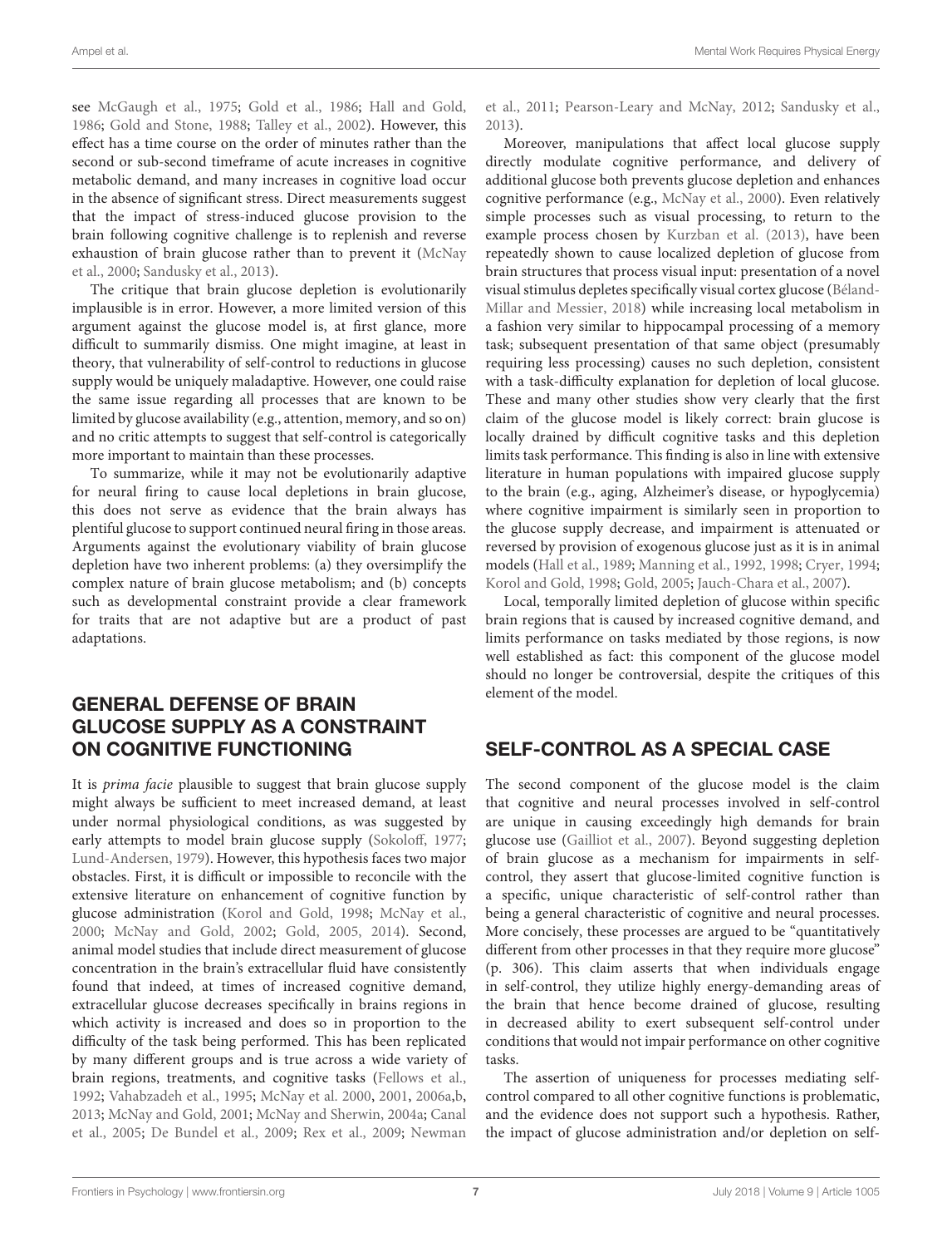see McGaugh et al., 1975; Gold et al., 1986; Hall and Gold, 1986; Gold and Stone, 1988; Talley et al., 2002). However, this effect has a time course on the order of minutes rather than the second or sub-second timeframe of acute increases in cognitive metabolic demand, and many increases in cognitive load occur in the absence of significant stress. Direct measurements suggest that the impact of stress-induced glucose provision to the brain following cognitive challenge is to replenish and reverse exhaustion of brain glucose rather than to prevent it (McNay et al., 2000; Sandusky et al., 2013).

The critique that brain glucose depletion is evolutionarily implausible is in error. However, a more limited version of this argument against the glucose model is, at first glance, more difficult to summarily dismiss. One might imagine, at least in theory, that vulnerability of self-control to reductions in glucose supply would be uniquely maladaptive. However, one could raise the same issue regarding all processes that are known to be limited by glucose availability (e.g., attention, memory, and so on) and no critic attempts to suggest that self-control is categorically more important to maintain than these processes.

To summarize, while it may not be evolutionarily adaptive for neural firing to cause local depletions in brain glucose, this does not serve as evidence that the brain always has plentiful glucose to support continued neural firing in those areas. Arguments against the evolutionary viability of brain glucose depletion have two inherent problems: (a) they oversimplify the complex nature of brain glucose metabolism; and (b) concepts such as developmental constraint provide a clear framework for traits that are not adaptive but are a product of past adaptations.

## GENERAL DEFENSE OF BRAIN GLUCOSE SUPPLY AS A CONSTRAINT ON COGNITIVE FUNCTIONING

It is *prima facie* plausible to suggest that brain glucose supply might always be sufficient to meet increased demand, at least under normal physiological conditions, as was suggested by early attempts to model brain glucose supply (Sokoloff, 1977; Lund-Andersen, 1979). However, this hypothesis faces two major obstacles. First, it is difficult or impossible to reconcile with the extensive literature on enhancement of cognitive function by glucose administration (Korol and Gold, 1998; McNay et al., 2000; McNay and Gold, 2002; Gold, 2005, 2014). Second, animal model studies that include direct measurement of glucose concentration in the brain's extracellular fluid have consistently found that indeed, at times of increased cognitive demand, extracellular glucose decreases specifically in brains regions in which activity is increased and does so in proportion to the difficulty of the task being performed. This has been replicated by many different groups and is true across a wide variety of brain regions, treatments, and cognitive tasks (Fellows et al., 1992; Vahabzadeh et al., 1995; McNay et al. 2000, 2001, 2006a,b, 2013; McNay and Gold, 2001; McNay and Sherwin, 2004a; Canal et al., 2005; De Bundel et al., 2009; Rex et al., 2009; Newman et al., 2011; Pearson-Leary and McNay, 2012; Sandusky et al., 2013).

Moreover, manipulations that affect local glucose supply directly modulate cognitive performance, and delivery of additional glucose both prevents glucose depletion and enhances cognitive performance (e.g., McNay et al., 2000). Even relatively simple processes such as visual processing, to return to the example process chosen by Kurzban et al. (2013), have been repeatedly shown to cause localized depletion of glucose from brain structures that process visual input: presentation of a novel visual stimulus depletes specifically visual cortex glucose (Béland-Millar and Messier, 2018) while increasing local metabolism in a fashion very similar to hippocampal processing of a memory task; subsequent presentation of that same object (presumably requiring less processing) causes no such depletion, consistent with a task-difficulty explanation for depletion of local glucose. These and many other studies show very clearly that the first claim of the glucose model is likely correct: brain glucose is locally drained by difficult cognitive tasks and this depletion limits task performance. This finding is also in line with extensive literature in human populations with impaired glucose supply to the brain (e.g., aging, Alzheimer's disease, or hypoglycemia) where cognitive impairment is similarly seen in proportion to the glucose supply decrease, and impairment is attenuated or reversed by provision of exogenous glucose just as it is in animal models (Hall et al., 1989; Manning et al., 1992, 1998; Cryer, 1994; Korol and Gold, 1998; Gold, 2005; Jauch-Chara et al., 2007).

Local, temporally limited depletion of glucose within specific brain regions that is caused by increased cognitive demand, and limits performance on tasks mediated by those regions, is now well established as fact: this component of the glucose model should no longer be controversial, despite the critiques of this element of the model.

## SELF-CONTROL AS A SPECIAL CASE

The second component of the glucose model is the claim that cognitive and neural processes involved in self-control are unique in causing exceedingly high demands for brain glucose use (Gailliot et al., 2007). Beyond suggesting depletion of brain glucose as a mechanism for impairments in self-control, they assert that glucose-limited cognitive function is a specific, unique characteristic of self-control rather than being a general characteristic of cognitive and neural processes. More concisely, these processes are argued to be "quantitatively different from other processes in that they require more glucose" (p. 306). This claim asserts that when individuals engage in self-control, they utilize highly energy-demanding areas of the brain that hence become drained of glucose, resulting in decreased ability to exert subsequent self-control under conditions that would not impair performance on other cognitive tasks.

The assertion of uniqueness for processes mediating self-control compared to all other cognitive functions is problematic, and the evidence does not support such a hypothesis. Rather, the impact of glucose administration and/or depletion on self-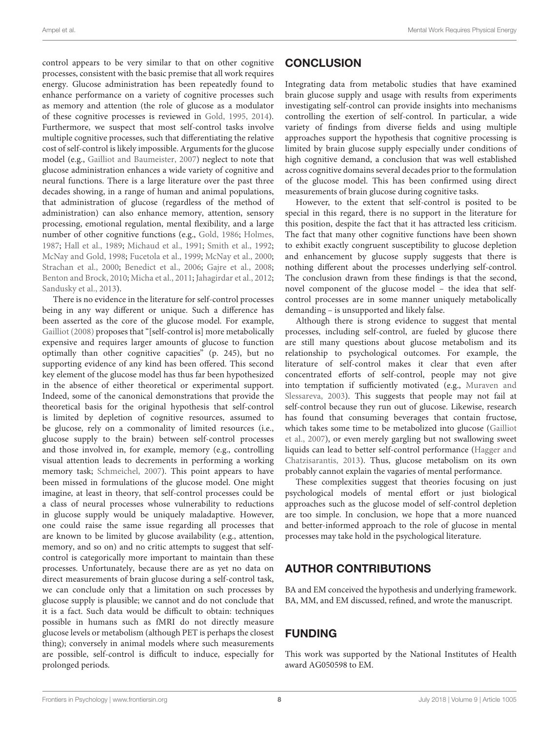control appears to be very similar to that on other cognitive processes, consistent with the basic premise that all work requires energy. Glucose administration has been repeatedly found to enhance performance on a variety of cognitive processes such as memory and attention (the role of glucose as a modulator of these cognitive processes is reviewed in Gold, 1995, 2014). Furthermore, we suspect that most self-control tasks involve multiple cognitive processes, such that differentiating the relative cost of self-control is likely impossible. Arguments for the glucose model (e.g., Gailliot and Baumeister, 2007) neglect to note that glucose administration enhances a wide variety of cognitive and neural functions. There is a large literature over the past three decades showing, in a range of human and animal populations, that administration of glucose (regardless of the method of administration) can also enhance memory, attention, sensory processing, emotional regulation, mental flexibility, and a large number of other cognitive functions (e.g., Gold, 1986; Holmes, 1987; Hall et al., 1989; Michaud et al., 1991; Smith et al., 1992; McNay and Gold, 1998; Fucetola et al., 1999; McNay et al., 2000; Strachan et al., 2000; Benedict et al., 2006; Gajre et al., 2008; Benton and Brock, 2010; Micha et al., 2011; Jahagirdar et al., 2012; Sandusky et al., 2013).

There is no evidence in the literature for self-control processes being in any way different or unique. Such a difference has been asserted as the core of the glucose model. For example, Gailliot (2008) proposes that "[self-control is] more metabolically expensive and requires larger amounts of glucose to function optimally than other cognitive capacities" (p. 245), but no supporting evidence of any kind has been offered. This second key element of the glucose model has thus far been hypothesized in the absence of either theoretical or experimental support. Indeed, some of the canonical demonstrations that provide the theoretical basis for the original hypothesis that self-control is limited by depletion of cognitive resources, assumed to be glucose, rely on a commonality of limited resources (i.e., glucose supply to the brain) between self-control processes and those involved in, for example, memory (e.g., controlling visual attention leads to decrements in performing a working memory task; Schmeichel, 2007). This point appears to have been missed in formulations of the glucose model. One might imagine, at least in theory, that self-control processes could be a class of neural processes whose vulnerability to reductions in glucose supply would be uniquely maladaptive. However, one could raise the same issue regarding all processes that are known to be limited by glucose availability (e.g., attention, memory, and so on) and no critic attempts to suggest that self-control is categorically more important to maintain than these processes. Unfortunately, because there are as yet no data on direct measurements of brain glucose during a self-control task, we can conclude only that a limitation on such processes by glucose supply is plausible; we cannot and do not conclude that it is a fact. Such data would be difficult to obtain: techniques possible in humans such as fMRI do not directly measure glucose levels or metabolism (although PET is perhaps the closest thing); conversely in animal models where such measurements are possible, self-control is difficult to induce, especially for prolonged periods.

## CONCLUSION

Integrating data from metabolic studies that have examined brain glucose supply and usage with results from experiments investigating self-control can provide insights into mechanisms controlling the exertion of self-control. In particular, a wide variety of findings from diverse fields and using multiple approaches support the hypothesis that cognitive processing is limited by brain glucose supply especially under conditions of high cognitive demand, a conclusion that was well established across cognitive domains several decades prior to the formulation of the glucose model. This has been confirmed using direct measurements of brain glucose during cognitive tasks.

However, to the extent that self-control is posited to be special in this regard, there is no support in the literature for this position, despite the fact that it has attracted less criticism. The fact that many other cognitive functions have been shown to exhibit exactly congruent susceptibility to glucose depletion and enhancement by glucose supply suggests that there is nothing different about the processes underlying self-control. The conclusion drawn from these findings is that the second, novel component of the glucose model – the idea that self-control processes are in some manner uniquely metabolically demanding – is unsupported and likely false.

Although there is strong evidence to suggest that mental processes, including self-control, are fueled by glucose there are still many questions about glucose metabolism and its relationship to psychological outcomes. For example, the literature of self-control makes it clear that even after concentrated efforts of self-control, people may not give into temptation if sufficiently motivated (e.g., Muraven and Slessareva, 2003). This suggests that people may not fail at self-control because they run out of glucose. Likewise, research has found that consuming beverages that contain fructose, which takes some time to be metabolized into glucose (Gailliot et al., 2007), or even merely gargling but not swallowing sweet liquids can lead to better self-control performance (Hagger and Chatzisarantis, 2013). Thus, glucose metabolism on its own probably cannot explain the vagaries of mental performance.

These complexities suggest that theories focusing on just psychological models of mental effort or just biological approaches such as the glucose model of self-control depletion are too simple. In conclusion, we hope that a more nuanced and better-informed approach to the role of glucose in mental processes may take hold in the psychological literature.

## AUTHOR CONTRIBUTIONS

BA and EM conceived the hypothesis and underlying framework. BA, MM, and EM discussed, refined, and wrote the manuscript.

## FUNDING

This work was supported by the National Institutes of Health award AG050598 to EM.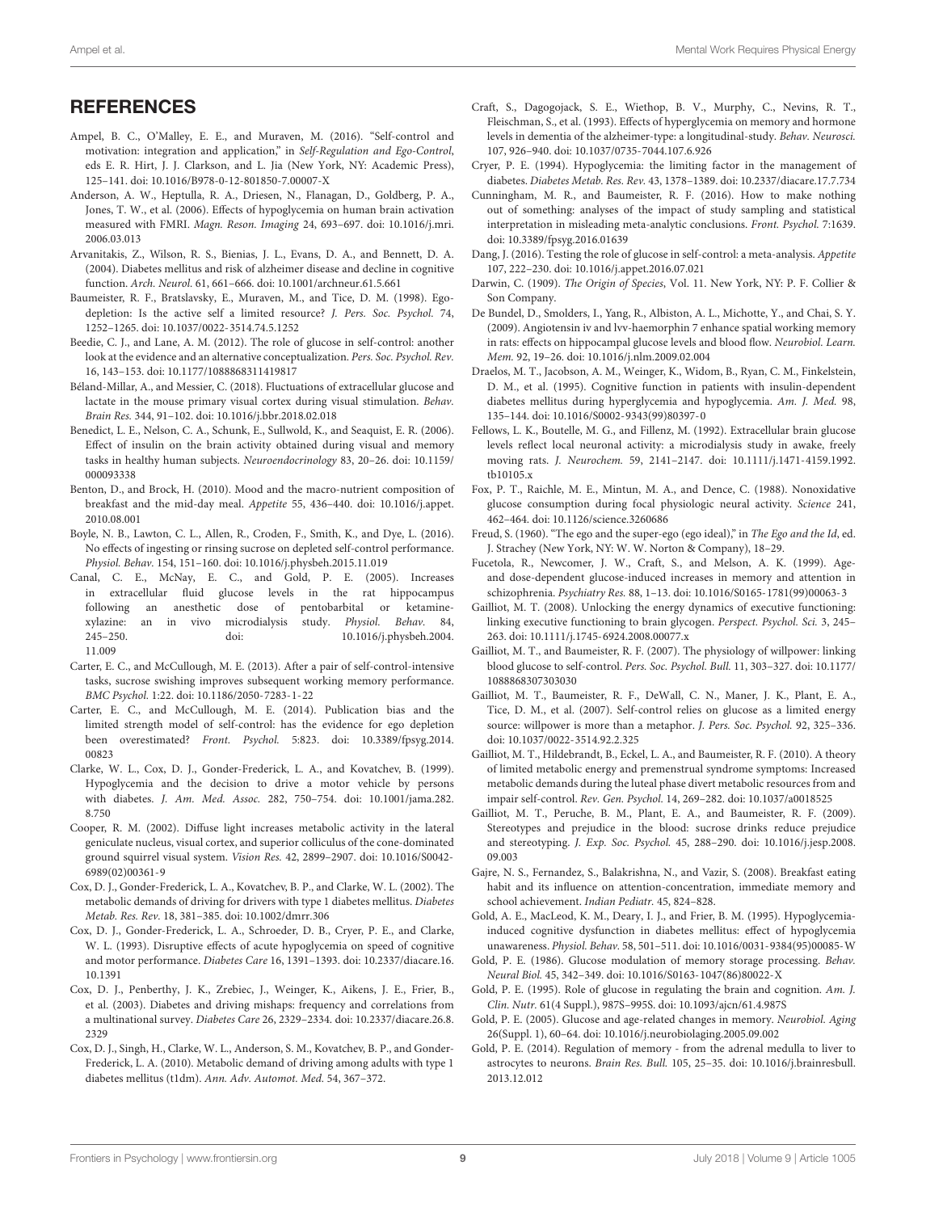## REFERENCES

Ampel, B. C., O'Malley, E. E., and Muraven, M. (2016). "Self-control and motivation: integration and application," in *Self-Regulation and Ego-Control*, eds E. R. Hirt, J. J. Clarkson, and L. Jia (New York, NY: Academic Press), 125–141. doi: 10.1016/B978-0-12-801850-7.00007-X

Anderson, A. W., Heptulla, R. A., Driesen, N., Flanagan, D., Goldberg, P. A., Jones, T. W., et al. (2006). Effects of hypoglycemia on human brain activation measured with FMRI. *Magn. Reson. Imaging* 24, 693–697. doi: 10.1016/j.mri.2006.03.013

Arvanitakis, Z., Wilson, R. S., Bienias, J. L., Evans, D. A., and Bennett, D. A. (2004). Diabetes mellitus and risk of alzheimer disease and decline in cognitive function. *Arch. Neurol.* 61, 661–666. doi: 10.1001/archneur.61.5.661

Baumeister, R. F., Bratslavsky, E., Muraven, M., and Tice, D. M. (1998). Ego-depletion: Is the active self a limited resource? *J. Pers. Soc. Psychol.* 74, 1252–1265. doi: 10.1037/0022-3514.74.5.1252

Beedie, C. J., and Lane, A. M. (2012). The role of glucose in self-control: another look at the evidence and an alternative conceptualization. *Pers. Soc. Psychol. Rev.* 16, 143–153. doi: 10.1177/1088868311419817

Béland-Millar, A., and Messier, C. (2018). Fluctuations of extracellular glucose and lactate in the mouse primary visual cortex during visual stimulation. *Behav. Brain Res.* 344, 91–102. doi: 10.1016/j.bbr.2018.02.018

Benedict, L. E., Nelson, C. A., Schunk, E., Sullwold, K., and Seaquist, E. R. (2006). Effect of insulin on the brain activity obtained during visual and memory tasks in healthy human subjects. *Neuroendocrinology* 83, 20–26. doi: 10.1159/000093338

Benton, D., and Brock, H. (2010). Mood and the macro-nutrient composition of breakfast and the mid-day meal. *Appetite* 55, 436–440. doi: 10.1016/j.appet.2010.08.001

Boyle, N. B., Lawton, C. L., Allen, R., Croden, F., Smith, K., and Dye, L. (2016). No effects of ingesting or rinsing sucrose on depleted self-control performance. *Physiol. Behav.* 154, 151–160. doi: 10.1016/j.physbeh.2015.11.019

Canal, C. E., McNay, E. C., and Gold, P. E. (2005). Increases in extracellular fluid glucose levels in the rat hippocampus following an anesthetic dose of pentobarbital or ketamine-xylazine: an in vivo microdialysis study. *Physiol. Behav.* 84, 245–250. doi: 10.1016/j.physbeh.2004.11.009

Carter, E. C., and McCullough, M. E. (2013). After a pair of self-control-intensive tasks, sucrose swishing improves subsequent working memory performance. *BMC Psychol.* 1:22. doi: 10.1186/2050-7283-1-22

Carter, E. C., and McCullough, M. E. (2014). Publication bias and the limited strength model of self-control: has the evidence for ego depletion been overestimated? *Front. Psychol.* 5:823. doi: 10.3389/fpsyg.2014.00823

Clarke, W. L., Cox, D. J., Gonder-Frederick, L. A., and Kovatchev, B. (1999). Hypoglycemia and the decision to drive a motor vehicle by persons with diabetes. *J. Am. Med. Assoc.* 282, 750–754. doi: 10.1001/jama.282.8.750

Cooper, R. M. (2002). Diffuse light increases metabolic activity in the lateral geniculate nucleus, visual cortex, and superior colliculus of the cone-dominated ground squirrel visual system. *Vision Res.* 42, 2899–2907. doi: 10.1016/S0042-6989(02)00361-9

Cox, D. J., Gonder-Frederick, L. A., Kovatchev, B. P., and Clarke, W. L. (2002). The metabolic demands of driving for drivers with type 1 diabetes mellitus. *Diabetes Metab. Res. Rev.* 18, 381–385. doi: 10.1002/dmrr.306

Cox, D. J., Gonder-Frederick, L. A., Schroeder, D. B., Cryer, P. E., and Clarke, W. L. (1993). Disruptive effects of acute hypoglycemia on speed of cognitive and motor performance. *Diabetes Care* 16, 1391–1393. doi: 10.2337/diacare.16.10.1391

Cox, D. J., Penberthy, J. K., Zrebiec, J., Weinger, K., Aikens, J. E., Frier, B., et al. (2003). Diabetes and driving mishaps: frequency and correlations from a multinational survey. *Diabetes Care* 26, 2329–2334. doi: 10.2337/diacare.26.8.2329

Cox, D. J., Singh, H., Clarke, W. L., Anderson, S. M., Kovatchev, B. P., and Gonder-Frederick, L. A. (2010). Metabolic demand of driving among adults with type 1 diabetes mellitus (t1dm). *Ann. Adv. Automot. Med.* 54, 367–372.

Craft, S., Dagogojack, S. E., Wiethop, B. V., Murphy, C., Nevins, R. T., Fleischman, S., et al. (1993). Effects of hyperglycemia on memory and hormone levels in dementia of the alzheimer-type: a longitudinal-study. *Behav. Neurosci.* 107, 926–940. doi: 10.1037/0735-7044.107.6.926

Cryer, P. E. (1994). Hypoglycemia: the limiting factor in the management of diabetes. *Diabetes Metab. Res. Rev.* 43, 1378–1389. doi: 10.2337/diacare.17.7.734

Cunningham, M. R., and Baumeister, R. F. (2016). How to make nothing out of something: analyses of the impact of study sampling and statistical interpretation in misleading meta-analytic conclusions. *Front. Psychol.* 7:1639. doi: 10.3389/fpsyg.2016.01639

Dang, J. (2016). Testing the role of glucose in self-control: a meta-analysis. *Appetite* 107, 222–230. doi: 10.1016/j.appet.2016.07.021

Darwin, C. (1909). *The Origin of Species*, Vol. 11. New York, NY: P. F. Collier & Son Company.

De Bundel, D., Smolders, I., Yang, R., Albiston, A. L., Michotte, Y., and Chai, S. Y. (2009). Angiotensin iv and lvv-haemorphin 7 enhance spatial working memory in rats: effects on hippocampal glucose levels and blood flow. *Neurobiol. Learn. Mem.* 92, 19–26. doi: 10.1016/j.nlm.2009.02.004

Draelos, M. T., Jacobson, A. M., Weinger, K., Widom, B., Ryan, C. M., Finkelstein, D. M., et al. (1995). Cognitive function in patients with insulin-dependent diabetes mellitus during hyperglycemia and hypoglycemia. *Am. J. Med.* 98, 135–144. doi: 10.1016/S0002-9343(99)80397-0

Fellows, L. K., Boutelle, M. G., and Fillenz, M. (1992). Extracellular brain glucose levels reflect local neuronal activity: a microdialysis study in awake, freely moving rats. *J. Neurochem.* 59, 2141–2147. doi: 10.1111/j.1471-4159.1992.tb10105.x

Fox, P. T., Raichle, M. E., Mintun, M. A., and Dence, C. (1988). Nonoxidative glucose consumption during focal physiologic neural activity. *Science* 241, 462–464. doi: 10.1126/science.3260686

Freud, S. (1960). "The ego and the super-ego (ego ideal)," in *The Ego and the Id*, ed. J. Strachey (New York, NY: W. W. Norton & Company), 18–29.

Fucetola, R., Newcomer, J. W., Craft, S., and Melson, A. K. (1999). Age- and dose-dependent glucose-induced increases in memory and attention in schizophrenia. *Psychiatry Res.* 88, 1–13. doi: 10.1016/S0165-1781(99)00063-3

Gailliot, M. T. (2008). Unlocking the energy dynamics of executive functioning: linking executive functioning to brain glycogen. *Perspect. Psychol. Sci.* 3, 245–263. doi: 10.1111/j.1745-6924.2008.00077.x

Gailliot, M. T., and Baumeister, R. F. (2007). The physiology of willpower: linking blood glucose to self-control. *Pers. Soc. Psychol. Bull.* 11, 303–327. doi: 10.1177/1088868307303030

Gailliot, M. T., Baumeister, R. F., DeWall, C. N., Maner, J. K., Plant, E. A., Tice, D. M., et al. (2007). Self-control relies on glucose as a limited energy source: willpower is more than a metaphor. *J. Pers. Soc. Psychol.* 92, 325–336. doi: 10.1037/0022-3514.92.2.325

Gailliot, M. T., Hildebrandt, B., Eckel, L. A., and Baumeister, R. F. (2010). A theory of limited metabolic energy and premenstrual syndrome symptoms: Increased metabolic demands during the luteal phase divert metabolic resources from and impair self-control. *Rev. Gen. Psychol.* 14, 269–282. doi: 10.1037/a0018525

Gailliot, M. T., Peruche, B. M., Plant, E. A., and Baumeister, R. F. (2009). Stereotypes and prejudice in the blood: sucrose drinks reduce prejudice and stereotyping. *J. Exp. Soc. Psychol.* 45, 288–290. doi: 10.1016/j.jesp.2008.09.003

Gajre, N. S., Fernandez, S., Balakrishna, N., and Vazir, S. (2008). Breakfast eating habit and its influence on attention-concentration, immediate memory and school achievement. *Indian Pediatr.* 45, 824–828.

Gold, A. E., MacLeod, K. M., Deary, I. J., and Frier, B. M. (1995). Hypoglycemia-induced cognitive dysfunction in diabetes mellitus: effect of hypoglycemia unawareness. *Physiol. Behav.* 58, 501–511. doi: 10.1016/0031-9384(95)00085-W

Gold, P. E. (1986). Glucose modulation of memory storage processing. *Behav. Neural Biol.* 45, 342–349. doi: 10.1016/S0163-1047(86)80022-X

Gold, P. E. (1995). Role of glucose in regulating the brain and cognition. *Am. J. Clin. Nutr.* 61(4 Suppl.), 987S–995S. doi: 10.1093/ajcn/61.4.987S

Gold, P. E. (2005). Glucose and age-related changes in memory. *Neurobiol. Aging* 26(Suppl. 1), 60–64. doi: 10.1016/j.neurobiolaging.2005.09.002

Gold, P. E. (2014). Regulation of memory - from the adrenal medulla to liver to astrocytes to neurons. *Brain Res. Bull.* 105, 25–35. doi: 10.1016/j.brainresbull.2013.12.012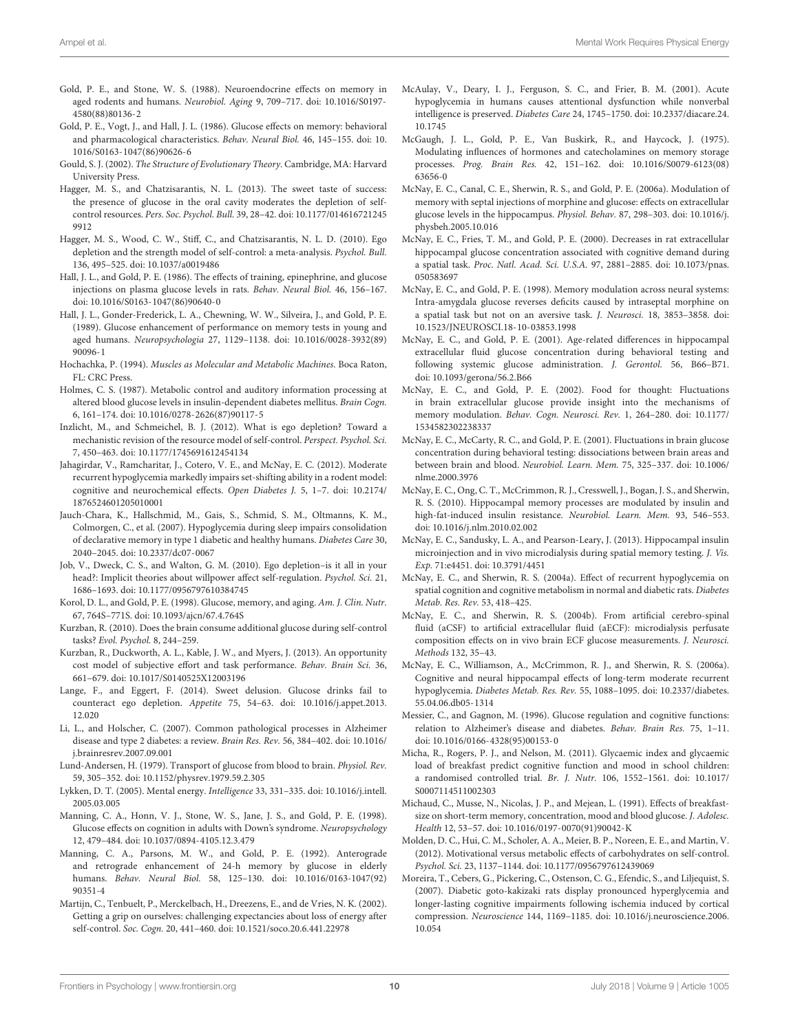Gold, P. E., and Stone, W. S. (1988). Neuroendocrine effects on memory in aged rodents and humans. *Neurobiol. Aging* 9, 709–717. doi: 10.1016/S0197-4580(88)80136-2

Gold, P. E., Vogt, J., and Hall, J. L. (1986). Glucose effects on memory: behavioral and pharmacological characteristics. *Behav. Neural Biol.* 46, 145–155. doi: 10.1016/S0163-1047(86)90626-6

Gould, S. J. (2002). *The Structure of Evolutionary Theory*. Cambridge, MA: Harvard University Press.

Hagger, M. S., and Chatzisarantis, N. L. (2013). The sweet taste of success: the presence of glucose in the oral cavity moderates the depletion of self-control resources. *Pers. Soc. Psychol. Bull.* 39, 28–42. doi: 10.1177/0146167212459912

Hagger, M. S., Wood, C. W., Stiff, C., and Chatzisarantis, N. L. D. (2010). Ego depletion and the strength model of self-control: a meta-analysis. *Psychol. Bull.* 136, 495–525. doi: 10.1037/a0019486

Hall, J. L., and Gold, P. E. (1986). The effects of training, epinephrine, and glucose injections on plasma glucose levels in rats. *Behav. Neural Biol.* 46, 156–167. doi: 10.1016/S0163-1047(86)90640-0

Hall, J. L., Gonder-Frederick, L. A., Chewning, W. W., Silveira, J., and Gold, P. E. (1989). Glucose enhancement of performance on memory tests in young and aged humans. *Neuropsychologia* 27, 1129–1138. doi: 10.1016/0028-3932(89)90096-1

Hochachka, P. (1994). *Muscles as Molecular and Metabolic Machines*. Boca Raton, FL: CRC Press.

Holmes, C. S. (1987). Metabolic control and auditory information processing at altered blood glucose levels in insulin-dependent diabetes mellitus. *Brain Cogn.* 6, 161–174. doi: 10.1016/0278-2626(87)90117-5

Inzlicht, M., and Schmeichel, B. J. (2012). What is ego depletion? Toward a mechanistic revision of the resource model of self-control. *Perspect. Psychol. Sci.* 7, 450–463. doi: 10.1177/1745691612454134

Jahagirdar, V., Ramcharitar, J., Cotero, V. E., and McNay, E. C. (2012). Moderate recurrent hypoglycemia markedly impairs set-shifting ability in a rodent model: cognitive and neurochemical effects. *Open Diabetes J.* 5, 1–7. doi: 10.2174/1876524601205010001

Jauch-Chara, K., Hallschmid, M., Gais, S., Schmid, S. M., Oltmanns, K. M., Colmorgen, C., et al. (2007). Hypoglycemia during sleep impairs consolidation of declarative memory in type 1 diabetic and healthy humans. *Diabetes Care* 30, 2040–2045. doi: 10.2337/dc07-0067

Job, V., Dweck, C. S., and Walton, G. M. (2010). Ego depletion–is it all in your head?: Implicit theories about willpower affect self-regulation. *Psychol. Sci.* 21, 1686–1693. doi: 10.1177/0956797610384745

Korol, D. L., and Gold, P. E. (1998). Glucose, memory, and aging. *Am. J. Clin. Nutr.* 67, 764S–771S. doi: 10.1093/ajcn/67.4.764S

Kurzban, R. (2010). Does the brain consume additional glucose during self-control tasks? *Evol. Psychol.* 8, 244–259.

Kurzban, R., Duckworth, A. L., Kable, J. W., and Myers, J. (2013). An opportunity cost model of subjective effort and task performance. *Behav. Brain Sci.* 36, 661–679. doi: 10.1017/S0140525X12003196

Lange, F., and Eggert, F. (2014). Sweet delusion. Glucose drinks fail to counteract ego depletion. *Appetite* 75, 54–63. doi: 10.1016/j.appet.2013.12.020

Li, L., and Holscher, C. (2007). Common pathological processes in Alzheimer disease and type 2 diabetes: a review. *Brain Res. Rev.* 56, 384–402. doi: 10.1016/j.brainresrev.2007.09.001

Lund-Andersen, H. (1979). Transport of glucose from blood to brain. *Physiol. Rev.* 59, 305–352. doi: 10.1152/physrev.1979.59.2.305

Lykken, D. T. (2005). Mental energy. *Intelligence* 33, 331–335. doi: 10.1016/j.intell.2005.03.005

Manning, C. A., Honn, V. J., Stone, W. S., Jane, J. S., and Gold, P. E. (1998). Glucose effects on cognition in adults with Down's syndrome. *Neuropsychology* 12, 479–484. doi: 10.1037/0894-4105.12.3.479

Manning, C. A., Parsons, M. W., and Gold, P. E. (1992). Anterograde and retrograde enhancement of 24-h memory by glucose in elderly humans. *Behav. Neural Biol.* 58, 125–130. doi: 10.1016/0163-1047(92)90351-4

Martijn, C., Tenbuelt, P., Merckelbach, H., Dreezens, E., and de Vries, N. K. (2002). Getting a grip on ourselves: challenging expectancies about loss of energy after self-control. *Soc. Cogn.* 20, 441–460. doi: 10.1521/soco.20.6.441.22978

McAulay, V., Deary, I. J., Ferguson, S. C., and Frier, B. M. (2001). Acute hypoglycemia in humans causes attentional dysfunction while nonverbal intelligence is preserved. *Diabetes Care* 24, 1745–1750. doi: 10.2337/diacare.24.10.1745

McGaugh, J. L., Gold, P. E., Van Buskirk, R., and Haycock, J. (1975). Modulating influences of hormones and catecholamines on memory storage processes. *Prog. Brain Res.* 42, 151–162. doi: 10.1016/S0079-6123(08)63656-0

McNay, E. C., Canal, C. E., Sherwin, R. S., and Gold, P. E. (2006a). Modulation of memory with septal injections of morphine and glucose: effects on extracellular glucose levels in the hippocampus. *Physiol. Behav.* 87, 298–303. doi: 10.1016/j.physbeh.2005.10.016

McNay, E. C., Fries, T. M., and Gold, P. E. (2000). Decreases in rat extracellular hippocampal glucose concentration associated with cognitive demand during a spatial task. *Proc. Natl. Acad. Sci. U.S.A.* 97, 2881–2885. doi: 10.1073/pnas.050583697

McNay, E. C., and Gold, P. E. (1998). Memory modulation across neural systems: Intra-amygdala glucose reverses deficits caused by intraseptal morphine on a spatial task but not on an aversive task. *J. Neurosci.* 18, 3853–3858. doi: 10.1523/JNEUROSCI.18-10-03853.1998

McNay, E. C., and Gold, P. E. (2001). Age-related differences in hippocampal extracellular fluid glucose concentration during behavioral testing and following systemic glucose administration. *J. Gerontol.* 56, B66–B71. doi: 10.1093/gerona/56.2.B66

McNay, E. C., and Gold, P. E. (2002). Food for thought: Fluctuations in brain extracellular glucose provide insight into the mechanisms of memory modulation. *Behav. Cogn. Neurosci. Rev.* 1, 264–280. doi: 10.1177/1534582302238337

McNay, E. C., McCarty, R. C., and Gold, P. E. (2001). Fluctuations in brain glucose concentration during behavioral testing: dissociations between brain areas and between brain and blood. *Neurobiol. Learn. Mem.* 75, 325–337. doi: 10.1006/nlme.2000.3976

McNay, E. C., Ong, C. T., McCrimmon, R. J., Cresswell, J., Bogan, J. S., and Sherwin, R. S. (2010). Hippocampal memory processes are modulated by insulin and high-fat-induced insulin resistance. *Neurobiol. Learn. Mem.* 93, 546–553. doi: 10.1016/j.nlm.2010.02.002

McNay, E. C., Sandusky, L. A., and Pearson-Leary, J. (2013). Hippocampal insulin microinjection and in vivo microdialysis during spatial memory testing. *J. Vis. Exp.* 71:e4451. doi: 10.3791/4451

McNay, E. C., and Sherwin, R. S. (2004a). Effect of recurrent hypoglycemia on spatial cognition and cognitive metabolism in normal and diabetic rats. *Diabetes Metab. Res. Rev.* 53, 418–425.

McNay, E. C., and Sherwin, R. S. (2004b). From artificial cerebro-spinal fluid (aCSF) to artificial extracellular fluid (aECF): microdialysis perfusate composition effects on in vivo brain ECF glucose measurements. *J. Neurosci. Methods* 132, 35–43.

McNay, E. C., Williamson, A., McCrimmon, R. J., and Sherwin, R. S. (2006a). Cognitive and neural hippocampal effects of long-term moderate recurrent hypoglycemia. *Diabetes Metab. Res. Rev.* 55, 1088–1095. doi: 10.2337/diabetes.55.04.06.db05-1314

Messier, C., and Gagnon, M. (1996). Glucose regulation and cognitive functions: relation to Alzheimer's disease and diabetes. *Behav. Brain Res.* 75, 1–11. doi: 10.1016/0166-4328(95)00153-0

Micha, R., Rogers, P. J., and Nelson, M. (2011). Glycaemic index and glycaemic load of breakfast predict cognitive function and mood in school children: a randomised controlled trial. *Br. J. Nutr.* 106, 1552–1561. doi: 10.1017/S0007114511002303

Michaud, C., Musse, N., Nicolas, J. P., and Mejean, L. (1991). Effects of breakfast-size on short-term memory, concentration, mood and blood glucose. *J. Adolesc. Health* 12, 53–57. doi: 10.1016/0197-0070(91)90042-K

Molden, D. C., Hui, C. M., Scholer, A. A., Meier, B. P., Noreen, E. E., and Martin, V. (2012). Motivational versus metabolic effects of carbohydrates on self-control. *Psychol. Sci.* 23, 1137–1144. doi: 10.1177/0956797612439069

Moreira, T., Cebers, G., Pickering, C., Ostenson, C. G., Efendic, S., and Liljequist, S. (2007). Diabetic goto-kakizaki rats display pronounced hyperglycemia and longer-lasting cognitive impairments following ischemia induced by cortical compression. *Neuroscience* 144, 1169–1185. doi: 10.1016/j.neuroscience.2006.10.054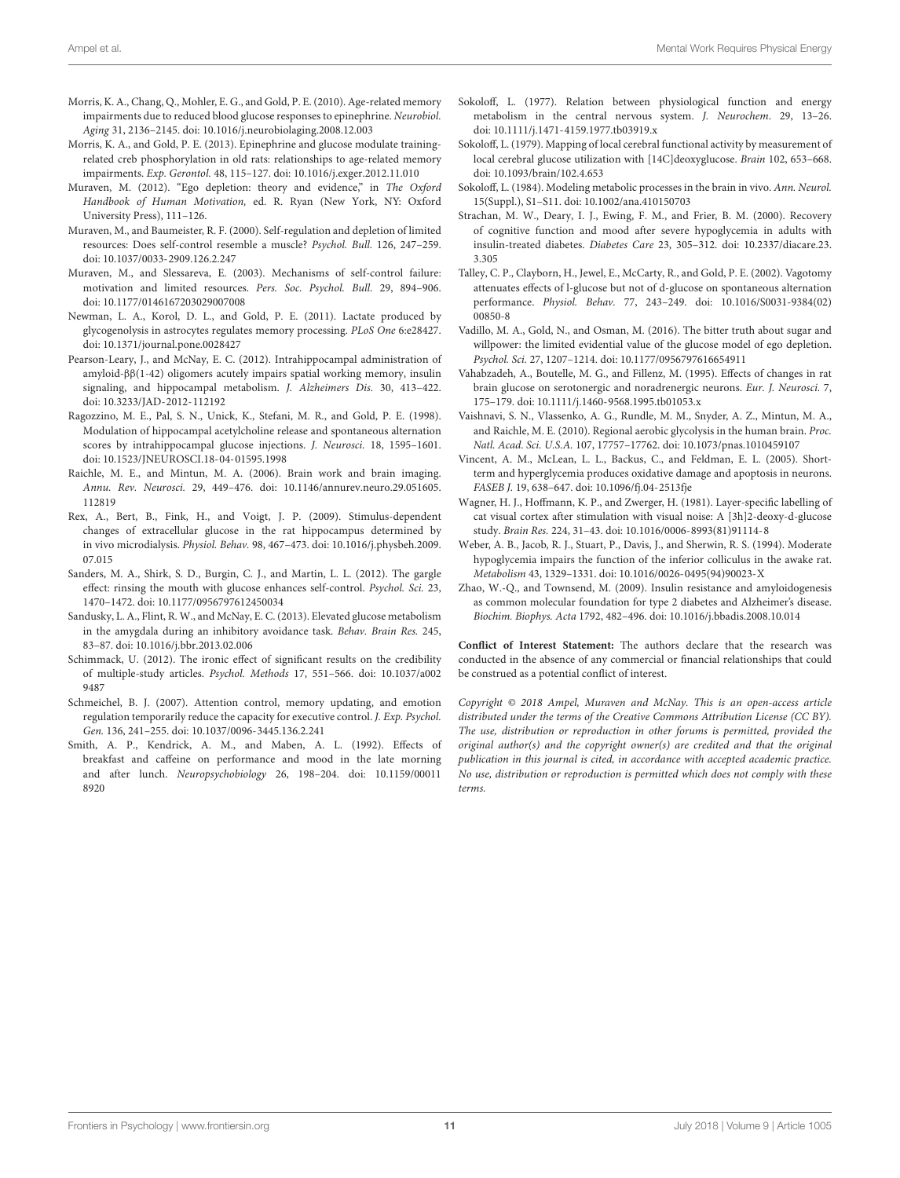Morris, K. A., Chang, Q., Mohler, E. G., and Gold, P. E. (2010). Age-related memory impairments due to reduced blood glucose responses to epinephrine. *Neurobiol. Aging* 31, 2136–2145. doi: 10.1016/j.neurobiolaging.2008.12.003

Morris, K. A., and Gold, P. E. (2013). Epinephrine and glucose modulate training-related creb phosphorylation in old rats: relationships to age-related memory impairments. *Exp. Gerontol.* 48, 115–127. doi: 10.1016/j.exger.2012.11.010

Muraven, M. (2012). "Ego depletion: theory and evidence," in *The Oxford Handbook of Human Motivation,* ed. R. Ryan (New York, NY: Oxford University Press), 111–126.

Muraven, M., and Baumeister, R. F. (2000). Self-regulation and depletion of limited resources: Does self-control resemble a muscle? *Psychol. Bull.* 126, 247–259. doi: 10.1037/0033-2909.126.2.247

Muraven, M., and Slessareva, E. (2003). Mechanisms of self-control failure: motivation and limited resources. *Pers. Soc. Psychol. Bull.* 29, 894–906. doi: 10.1177/0146167203029007008

Newman, L. A., Korol, D. L., and Gold, P. E. (2011). Lactate produced by glycogenolysis in astrocytes regulates memory processing. *PLoS One* 6:e28427. doi: 10.1371/journal.pone.0028427

Pearson-Leary, J., and McNay, E. C. (2012). Intrahippocampal administration of amyloid-ββ(1-42) oligomers acutely impairs spatial working memory, insulin signaling, and hippocampal metabolism. *J. Alzheimers Dis.* 30, 413–422. doi: 10.3233/JAD-2012-112192

Ragozzino, M. E., Pal, S. N., Unick, K., Stefani, M. R., and Gold, P. E. (1998). Modulation of hippocampal acetylcholine release and spontaneous alternation scores by intrahippocampal glucose injections. *J. Neurosci.* 18, 1595–1601. doi: 10.1523/JNEUROSCI.18-04-01595.1998

Raichle, M. E., and Mintun, M. A. (2006). Brain work and brain imaging. *Annu. Rev. Neurosci.* 29, 449–476. doi: 10.1146/annurev.neuro.29.051605.112819

Rex, A., Bert, B., Fink, H., and Voigt, J. P. (2009). Stimulus-dependent changes of extracellular glucose in the rat hippocampus determined by in vivo microdialysis. *Physiol. Behav.* 98, 467–473. doi: 10.1016/j.physbeh.2009.07.015

Sanders, M. A., Shirk, S. D., Burgin, C. J., and Martin, L. L. (2012). The gargle effect: rinsing the mouth with glucose enhances self-control. *Psychol. Sci.* 23, 1470–1472. doi: 10.1177/0956797612450034

Sandusky, L. A., Flint, R. W., and McNay, E. C. (2013). Elevated glucose metabolism in the amygdala during an inhibitory avoidance task. *Behav. Brain Res.* 245, 83–87. doi: 10.1016/j.bbr.2013.02.006

Schimmack, U. (2012). The ironic effect of significant results on the credibility of multiple-study articles. *Psychol. Methods* 17, 551–566. doi: 10.1037/a0029487

Schmeichel, B. J. (2007). Attention control, memory updating, and emotion regulation temporarily reduce the capacity for executive control. *J. Exp. Psychol. Gen.* 136, 241–255. doi: 10.1037/0096-3445.136.2.241

Smith, A. P., Kendrick, A. M., and Maben, A. L. (1992). Effects of breakfast and caffeine on performance and mood in the late morning and after lunch. *Neuropsychobiology* 26, 198–204. doi: 10.1159/000118920

Sokoloff, L. (1977). Relation between physiological function and energy metabolism in the central nervous system. *J. Neurochem.* 29, 13–26. doi: 10.1111/j.1471-4159.1977.tb03919.x

Sokoloff, L. (1979). Mapping of local cerebral functional activity by measurement of local cerebral glucose utilization with [14C]deoxyglucose. *Brain* 102, 653–668. doi: 10.1093/brain/102.4.653

Sokoloff, L. (1984). Modeling metabolic processes in the brain in vivo. *Ann. Neurol.* 15(Suppl.), S1–S11. doi: 10.1002/ana.410150703

Strachan, M. W., Deary, I. J., Ewing, F. M., and Frier, B. M. (2000). Recovery of cognitive function and mood after severe hypoglycemia in adults with insulin-treated diabetes. *Diabetes Care* 23, 305–312. doi: 10.2337/diacare.23.3.305

Talley, C. P., Clayborn, H., Jewel, E., McCarty, R., and Gold, P. E. (2002). Vagotomy attenuates effects of l-glucose but not of d-glucose on spontaneous alternation performance. *Physiol. Behav.* 77, 243–249. doi: 10.1016/S0031-9384(02)00850-8

Vadillo, M. A., Gold, N., and Osman, M. (2016). The bitter truth about sugar and willpower: the limited evidential value of the glucose model of ego depletion. *Psychol. Sci.* 27, 1207–1214. doi: 10.1177/0956797616654911

Vahabzadeh, A., Boutelle, M. G., and Fillenz, M. (1995). Effects of changes in rat brain glucose on serotonergic and noradrenergic neurons. *Eur. J. Neurosci.* 7, 175–179. doi: 10.1111/j.1460-9568.1995.tb01053.x

Vaishnavi, S. N., Vlassenko, A. G., Rundle, M. M., Snyder, A. Z., Mintun, M. A., and Raichle, M. E. (2010). Regional aerobic glycolysis in the human brain. *Proc. Natl. Acad. Sci. U.S.A.* 107, 17757–17762. doi: 10.1073/pnas.1010459107

Vincent, A. M., McLean, L. L., Backus, C., and Feldman, E. L. (2005). Short-term and hyperglycemia produces oxidative damage and apoptosis in neurons. *FASEB J.* 19, 638–647. doi: 10.1096/fj.04-2513fje

Wagner, H. J., Hoffmann, K. P., and Zwerger, H. (1981). Layer-specific labelling of cat visual cortex after stimulation with visual noise: A [3h]2-deoxy-d-glucose study. *Brain Res.* 224, 31–43. doi: 10.1016/0006-8993(81)91114-8

Weber, A. B., Jacob, R. J., Stuart, P., Davis, J., and Sherwin, R. S. (1994). Moderate hypoglycemia impairs the function of the inferior colliculus in the awake rat. *Metabolism* 43, 1329–1331. doi: 10.1016/0026-0495(94)90023-X

Zhao, W.-Q., and Townsend, M. (2009). Insulin resistance and amyloidogenesis as common molecular foundation for type 2 diabetes and Alzheimer's disease. *Biochim. Biophys. Acta* 1792, 482–496. doi: 10.1016/j.bbadis.2008.10.014

**Conflict of Interest Statement:** The authors declare that the research was conducted in the absence of any commercial or financial relationships that could be construed as a potential conflict of interest.

*Copyright © 2018 Ampel, Muraven and McNay. This is an open-access article distributed under the terms of the Creative Commons Attribution License (CC BY). The use, distribution or reproduction in other forums is permitted, provided the original author(s) and the copyright owner(s) are credited and that the original publication in this journal is cited, in accordance with accepted academic practice. No use, distribution or reproduction is permitted which does not comply with these terms.*